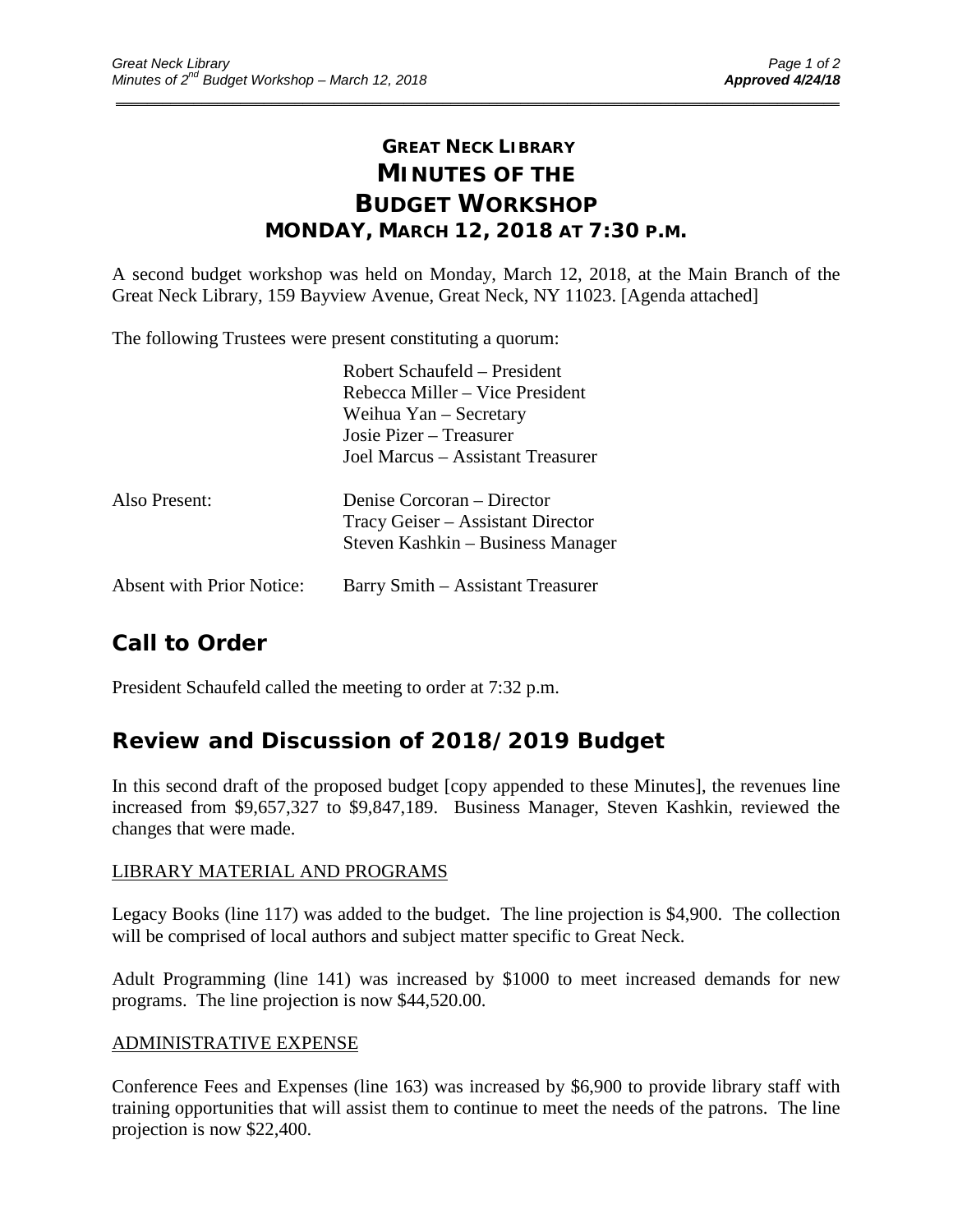# GREAT NECK LIBRARY
# MINUTES OF THE BUDGET WORKSHOP
## MONDAY, MARCH 12, 2018 AT 7:30 P.M.

A second budget workshop was held on Monday, March 12, 2018, at the Main Branch of the Great Neck Library, 159 Bayview Avenue, Great Neck, NY 11023. [Agenda attached]

The following Trustees were present constituting a quorum:

| | |
|---|---|
| | Robert Schaufeld – President |
| | Rebecca Miller – Vice President |
| | Weihua Yan – Secretary |
| | Josie Pizer – Treasurer |
| | Joel Marcus – Assistant Treasurer |
| Also Present: | Denise Corcoran – Director |
| | Tracy Geiser – Assistant Director |
| | Steven Kashkin – Business Manager |
| Absent with Prior Notice: | Barry Smith – Assistant Treasurer |

## Call to Order

President Schaufeld called the meeting to order at 7:32 p.m.

## Review and Discussion of 2018/2019 Budget

In this second draft of the proposed budget [copy appended to these Minutes], the revenues line increased from $9,657,327 to $9,847,189. Business Manager, Steven Kashkin, reviewed the changes that were made.

LIBRARY MATERIAL AND PROGRAMS

Legacy Books (line 117) was added to the budget. The line projection is $4,900. The collection will be comprised of local authors and subject matter specific to Great Neck.

Adult Programming (line 141) was increased by $1000 to meet increased demands for new programs. The line projection is now $44,520.00.

ADMINISTRATIVE EXPENSE

Conference Fees and Expenses (line 163) was increased by $6,900 to provide library staff with training opportunities that will assist them to continue to meet the needs of the patrons. The line projection is now $22,400.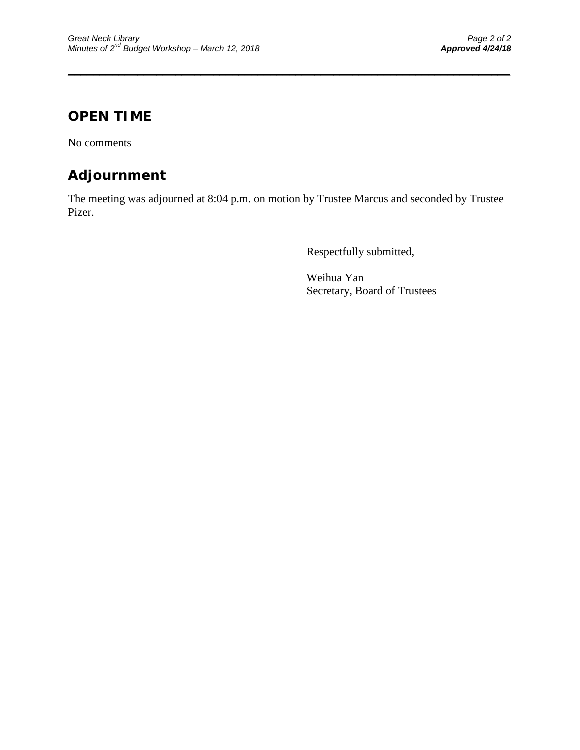## OPEN TIME

No comments

## Adjournment

The meeting was adjourned at 8:04 p.m. on motion by Trustee Marcus and seconded by Trustee Pizer.

Respectfully submitted,

Weihua Yan
Secretary, Board of Trustees